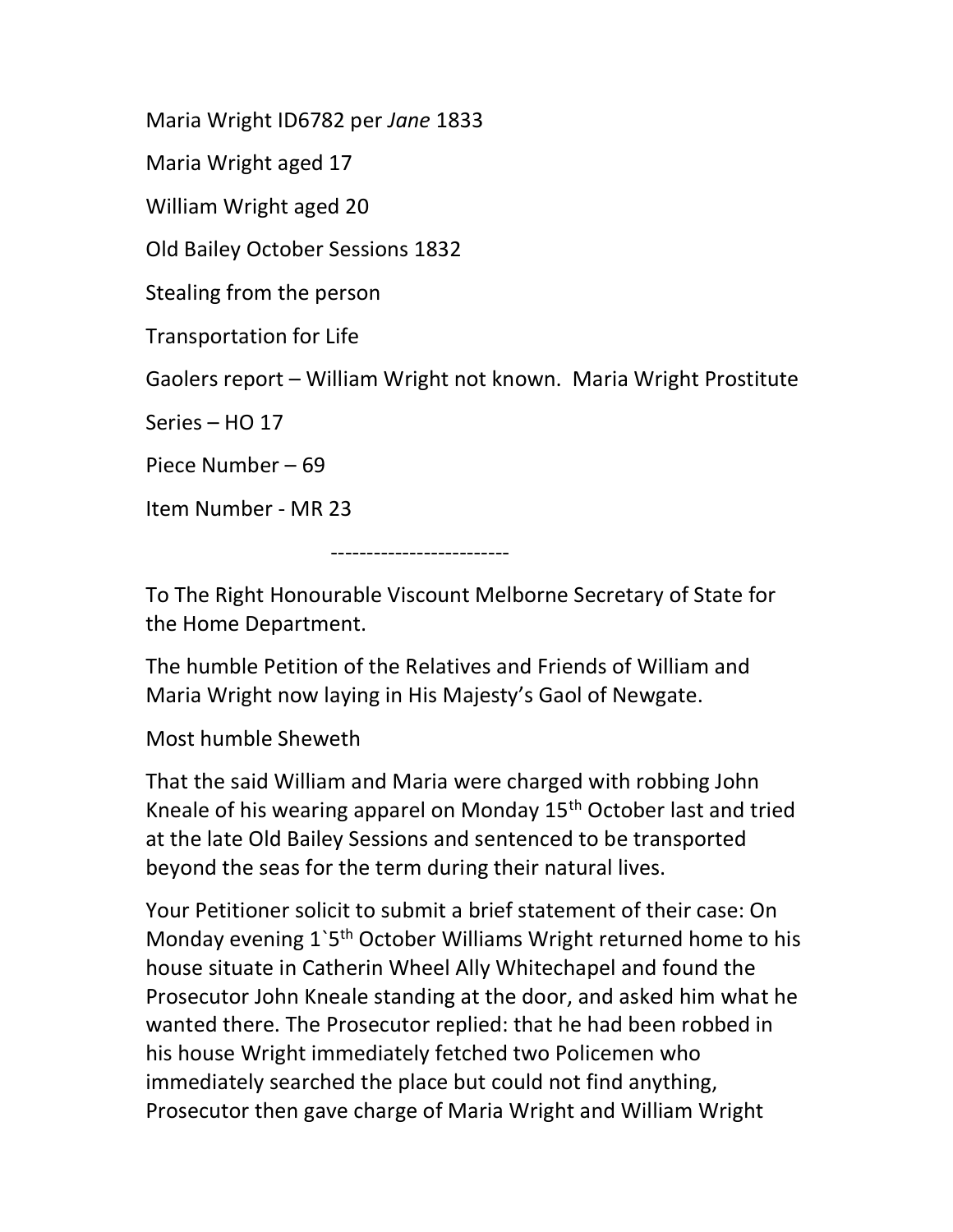Maria Wright ID6782 per *Jane* 1833

Maria Wright aged 17

William Wright aged 20

Old Bailey October Sessions 1832

Stealing from the person

Transportation for Life

Gaolers report – William Wright not known. Maria Wright Prostitute

Series – HO 17

Piece Number – 69

Item Number - MR 23

------------------------

To The Right Honourable Viscount Melborne Secretary of State for the Home Department.

The humble Petition of the Relatives and Friends of William and Maria Wright now laying in His Majesty's Gaol of Newgate.

Most humble Sheweth

That the said William and Maria were charged with robbing John Kneale of his wearing apparel on Monday 15th October last and tried at the late Old Bailey Sessions and sentenced to be transported beyond the seas for the term during their natural lives.

Your Petitioner solicit to submit a brief statement of their case: On Monday evening 1`5th October Williams Wright returned home to his house situate in Catherin Wheel Ally Whitechapel and found the Prosecutor John Kneale standing at the door, and asked him what he wanted there. The Prosecutor replied: that he had been robbed in his house Wright immediately fetched two Policemen who immediately searched the place but could not find anything, Prosecutor then gave charge of Maria Wright and William Wright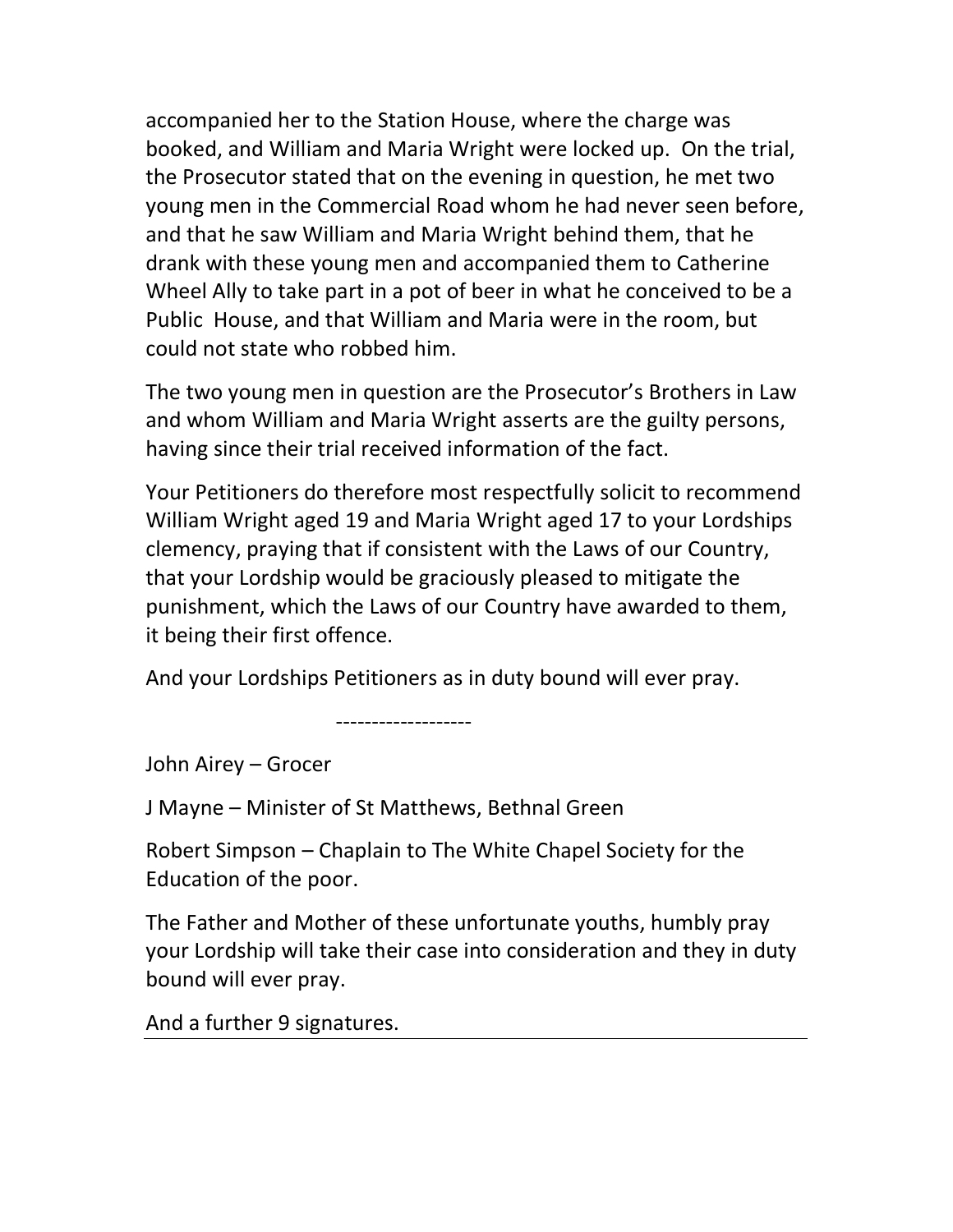accompanied her to the Station House, where the charge was booked, and William and Maria Wright were locked up. On the trial, the Prosecutor stated that on the evening in question, he met two young men in the Commercial Road whom he had never seen before, and that he saw William and Maria Wright behind them, that he drank with these young men and accompanied them to Catherine Wheel Ally to take part in a pot of beer in what he conceived to be a Public House, and that William and Maria were in the room, but could not state who robbed him.

The two young men in question are the Prosecutor's Brothers in Law and whom William and Maria Wright asserts are the guilty persons, having since their trial received information of the fact.

Your Petitioners do therefore most respectfully solicit to recommend William Wright aged 19 and Maria Wright aged 17 to your Lordships clemency, praying that if consistent with the Laws of our Country, that your Lordship would be graciously pleased to mitigate the punishment, which the Laws of our Country have awarded to them, it being their first offence.

And your Lordships Petitioners as in duty bound will ever pray.

-------------------

John Airey – Grocer

J Mayne – Minister of St Matthews, Bethnal Green

Robert Simpson – Chaplain to The White Chapel Society for the Education of the poor.

The Father and Mother of these unfortunate youths, humbly pray your Lordship will take their case into consideration and they in duty bound will ever pray.

And a further 9 signatures.